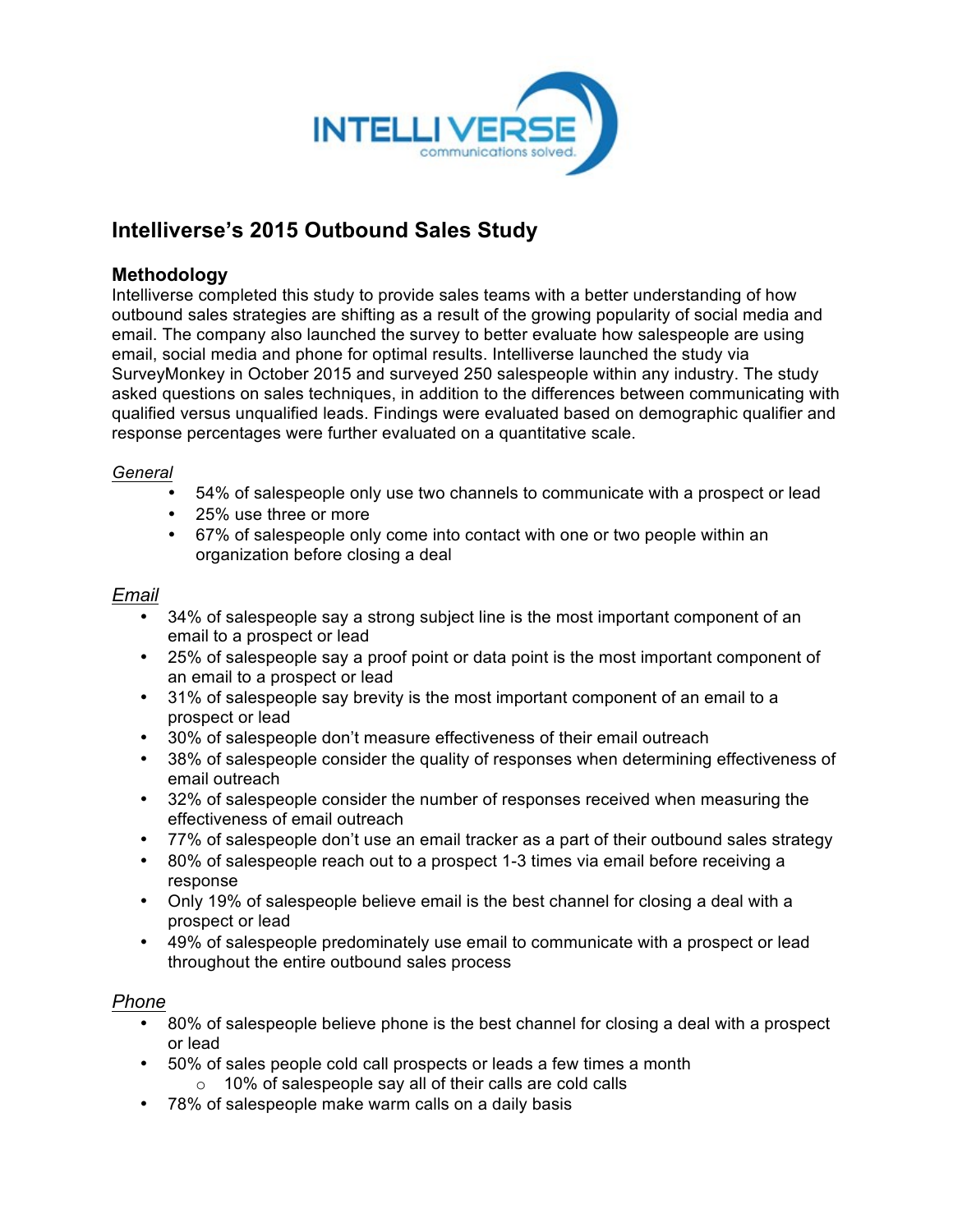# Intelliverse's 2015 Outbound Sales Study

## Methodology

Intelliverse completed this study to provide sales teams with a better understanding of how outbound sales strategies are shifting as a result of the growing popularity of social media and email. The company also launched the survey to better evaluate how salespeople are using email, social media and phone for optimal results. Intelliverse launched the study via SurveyMonkey in October 2015 and surveyed 250 salespeople within any industry. The study asked questions on sales techniques, in addition to the differences between communicating with qualified versus unqualified leads. Findings were evaluated based on demographic qualifier and response percentages were further evaluated on a quantitative scale.

### *General*

- 54% of salespeople only use two channels to communicate with a prospect or lead
- 25% use three or more
- 67% of salespeople only come into contact with one or two people within an organization before closing a deal

### *Email*

- 34% of salespeople say a strong subject line is the most important component of an email to a prospect or lead
- 25% of salespeople say a proof point or data point is the most important component of an email to a prospect or lead
- 31% of salespeople say brevity is the most important component of an email to a prospect or lead
- 30% of salespeople don't measure effectiveness of their email outreach
- 38% of salespeople consider the quality of responses when determining effectiveness of email outreach
- 32% of salespeople consider the number of responses received when measuring the effectiveness of email outreach
- 77% of salespeople don't use an email tracker as a part of their outbound sales strategy
- 80% of salespeople reach out to a prospect 1-3 times via email before receiving a response
- Only 19% of salespeople believe email is the best channel for closing a deal with a prospect or lead
- 49% of salespeople predominately use email to communicate with a prospect or lead throughout the entire outbound sales process

### *Phone*

- 80% of salespeople believe phone is the best channel for closing a deal with a prospect or lead
- 50% of sales people cold call prospects or leads a few times a month
  - 10% of salespeople say all of their calls are cold calls
- 78% of salespeople make warm calls on a daily basis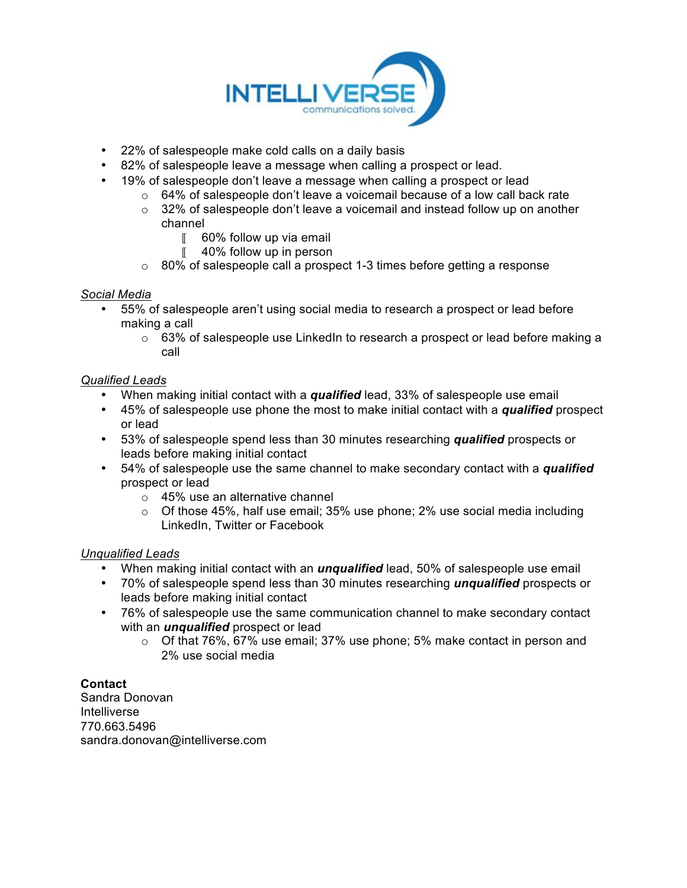- 22% of salespeople make cold calls on a daily basis
- 82% of salespeople leave a message when calling a prospect or lead.
- 19% of salespeople don't leave a message when calling a prospect or lead
    - 64% of salespeople don't leave a voicemail because of a low call back rate
    - 32% of salespeople don't leave a voicemail and instead follow up on another channel
        - 60% follow up via email
        - 40% follow up in person
    - 80% of salespeople call a prospect 1-3 times before getting a response

_Social Media_

- 55% of salespeople aren't using social media to research a prospect or lead before making a call
    - 63% of salespeople use LinkedIn to research a prospect or lead before making a call

_Qualified Leads_

- When making initial contact with a ***qualified*** lead, 33% of salespeople use email
- 45% of salespeople use phone the most to make initial contact with a ***qualified*** prospect or lead
- 53% of salespeople spend less than 30 minutes researching ***qualified*** prospects or leads before making initial contact
- 54% of salespeople use the same channel to make secondary contact with a ***qualified*** prospect or lead
    - 45% use an alternative channel
    - Of those 45%, half use email; 35% use phone; 2% use social media including LinkedIn, Twitter or Facebook

_Unqualified Leads_

- When making initial contact with an ***unqualified*** lead, 50% of salespeople use email
- 70% of salespeople spend less than 30 minutes researching ***unqualified*** prospects or leads before making initial contact
- 76% of salespeople use the same communication channel to make secondary contact with an ***unqualified*** prospect or lead
    - Of that 76%, 67% use email; 37% use phone; 5% make contact in person and 2% use social media

**Contact**
Sandra Donovan
Intelliverse
770.663.5496
sandra.donovan@intelliverse.com